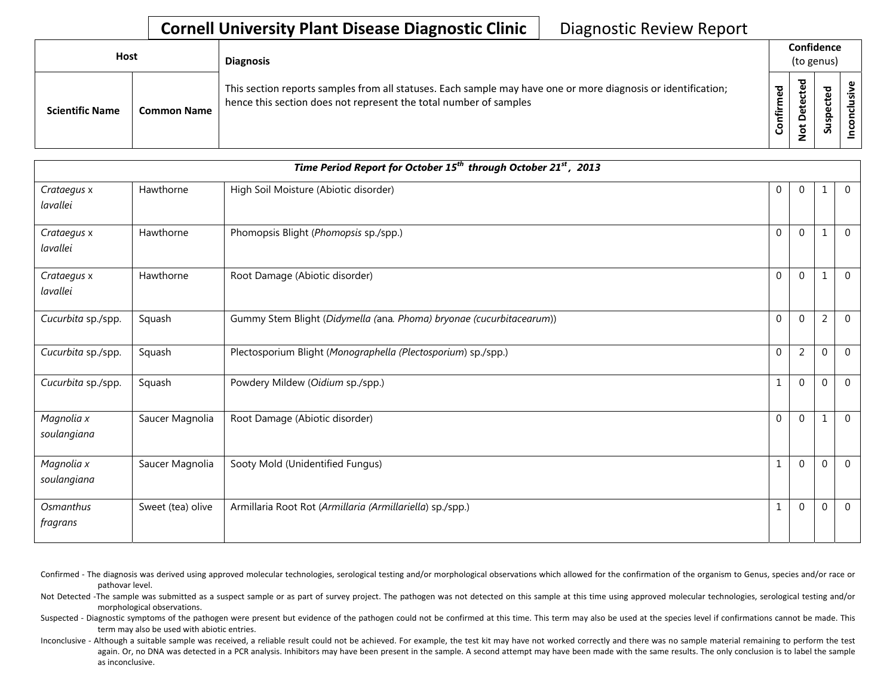# Cornell University Plant Disease Diagnostic Clinic — Diagnostic Review Report

| Host | | Diagnosis | Confidence (to genus) | | | |
|---|---|---|---|---|---|---|
| Scientific Name | Common Name | This section reports samples from all statuses. Each sample may have one or more diagnosis or identification; hence this section does not represent the total number of samples | Confirmed | Not Detected | Suspected | Inconclusive |
| ***Time Period Report for October 15th through October 21st, 2013*** | | | | | | |
| *Crataegus* x *lavallei* | Hawthorne | High Soil Moisture (Abiotic disorder) | 0 | 0 | 1 | 0 |
| *Crataegus* x *lavallei* | Hawthorne | Phomopsis Blight (*Phomopsis* sp./spp.) | 0 | 0 | 1 | 0 |
| *Crataegus* x *lavallei* | Hawthorne | Root Damage (Abiotic disorder) | 0 | 0 | 1 | 0 |
| *Cucurbita* sp./spp. | Squash | Gummy Stem Blight (*Didymella (ana. Phoma) bryonae (cucurbitacearum)*) | 0 | 0 | 2 | 0 |
| *Cucurbita* sp./spp. | Squash | Plectosporium Blight (*Monographella (Plectosporium)* sp./spp.) | 0 | 2 | 0 | 0 |
| *Cucurbita* sp./spp. | Squash | Powdery Mildew (*Oidium* sp./spp.) | 1 | 0 | 0 | 0 |
| *Magnolia* x *soulangiana* | Saucer Magnolia | Root Damage (Abiotic disorder) | 0 | 0 | 1 | 0 |
| *Magnolia* x *soulangiana* | Saucer Magnolia | Sooty Mold (Unidentified Fungus) | 1 | 0 | 0 | 0 |
| *Osmanthus fragrans* | Sweet (tea) olive | Armillaria Root Rot (*Armillaria (Armillariella)* sp./spp.) | 1 | 0 | 0 | 0 |

Confirmed - The diagnosis was derived using approved molecular technologies, serological testing and/or morphological observations which allowed for the confirmation of the organism to Genus, species and/or race or pathovar level.

Not Detected -The sample was submitted as a suspect sample or as part of survey project. The pathogen was not detected on this sample at this time using approved molecular technologies, serological testing and/or morphological observations.

Suspected - Diagnostic symptoms of the pathogen were present but evidence of the pathogen could not be confirmed at this time. This term may also be used at the species level if confirmations cannot be made. This term may also be used with abiotic entries.

Inconclusive - Although a suitable sample was received, a reliable result could not be achieved. For example, the test kit may have not worked correctly and there was no sample material remaining to perform the test again. Or, no DNA was detected in a PCR analysis. Inhibitors may have been present in the sample. A second attempt may have been made with the same results. The only conclusion is to label the sample as inconclusive.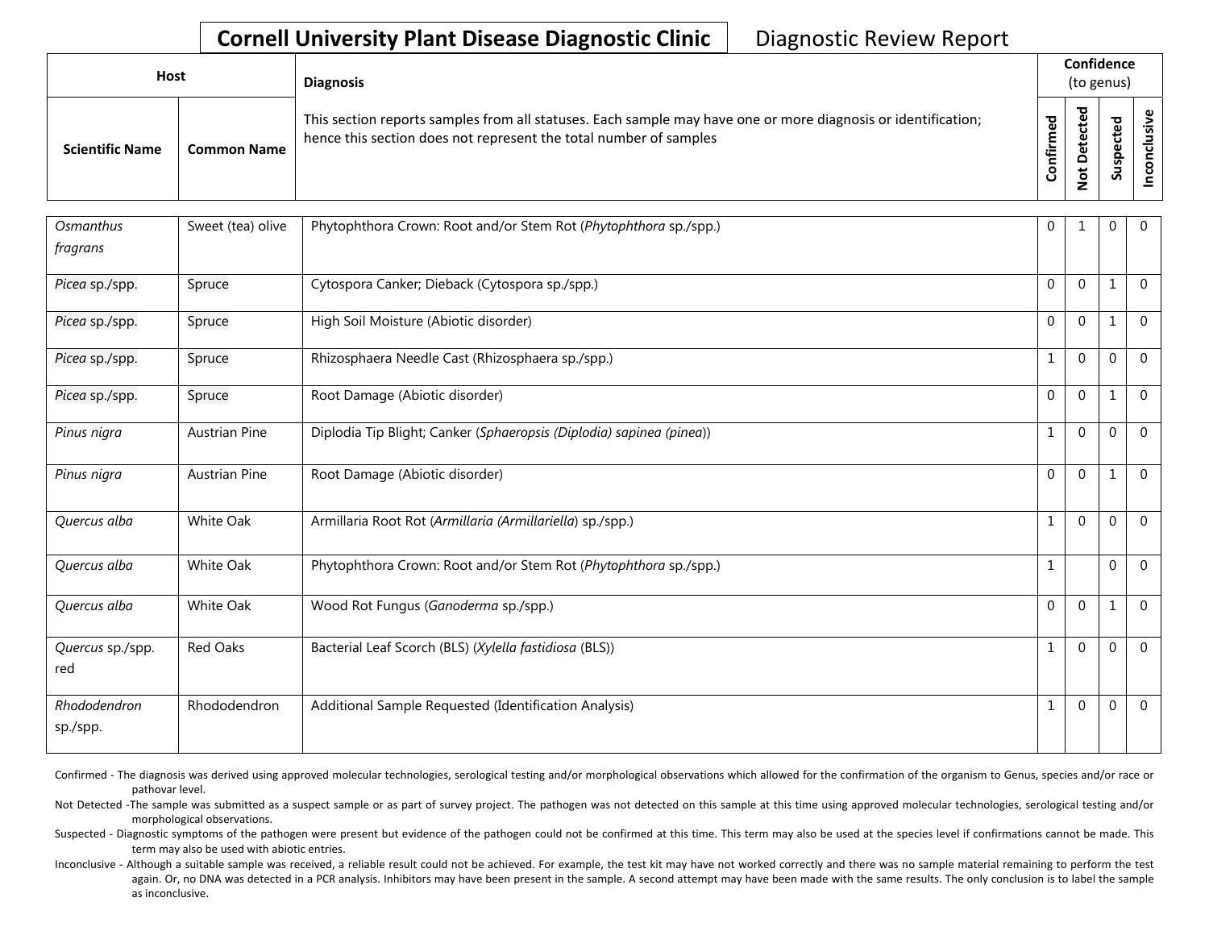**Cornell University Plant Disease Diagnostic Clinic** Diagnostic Review Report

| Host | | Diagnosis | Confidence (to genus) | | | |
|---|---|---|---|---|---|---|
| **Scientific Name** | **Common Name** | This section reports samples from all statuses. Each sample may have one or more diagnosis or identification; hence this section does not represent the total number of samples | **Confirmed** | **Not Detected** | **Suspected** | **Inconclusive** |
| *Osmanthus fragrans* | Sweet (tea) olive | Phytophthora Crown: Root and/or Stem Rot (*Phytophthora* sp./spp.) | 0 | 1 | 0 | 0 |
| *Picea* sp./spp. | Spruce | Cytospora Canker; Dieback (Cytospora sp./spp.) | 0 | 0 | 1 | 0 |
| *Picea* sp./spp. | Spruce | High Soil Moisture (Abiotic disorder) | 0 | 0 | 1 | 0 |
| *Picea* sp./spp. | Spruce | Rhizosphaera Needle Cast (Rhizosphaera sp./spp.) | 1 | 0 | 0 | 0 |
| *Picea* sp./spp. | Spruce | Root Damage (Abiotic disorder) | 0 | 0 | 1 | 0 |
| *Pinus nigra* | Austrian Pine | Diplodia Tip Blight; Canker (*Sphaeropsis (Diplodia) sapinea (pinea)*) | 1 | 0 | 0 | 0 |
| *Pinus nigra* | Austrian Pine | Root Damage (Abiotic disorder) | 0 | 0 | 1 | 0 |
| *Quercus alba* | White Oak | Armillaria Root Rot (*Armillaria (Armillariella)* sp./spp.) | 1 | 0 | 0 | 0 |
| *Quercus alba* | White Oak | Phytophthora Crown: Root and/or Stem Rot (*Phytophthora* sp./spp.) | 1 | | 0 | 0 |
| *Quercus alba* | White Oak | Wood Rot Fungus (*Ganoderma* sp./spp.) | 0 | 0 | 1 | 0 |
| *Quercus* sp./spp. red | Red Oaks | Bacterial Leaf Scorch (BLS) (*Xylella fastidiosa* (BLS)) | 1 | 0 | 0 | 0 |
| *Rhododendron* sp./spp. | Rhododendron | Additional Sample Requested (Identification Analysis) | 1 | 0 | 0 | 0 |

Confirmed - The diagnosis was derived using approved molecular technologies, serological testing and/or morphological observations which allowed for the confirmation of the organism to Genus, species and/or race or pathovar level.

Not Detected -The sample was submitted as a suspect sample or as part of survey project. The pathogen was not detected on this sample at this time using approved molecular technologies, serological testing and/or morphological observations.

Suspected - Diagnostic symptoms of the pathogen were present but evidence of the pathogen could not be confirmed at this time. This term may also be used at the species level if confirmations cannot be made. This term may also be used with abiotic entries.

Inconclusive - Although a suitable sample was received, a reliable result could not be achieved. For example, the test kit may have not worked correctly and there was no sample material remaining to perform the test again. Or, no DNA was detected in a PCR analysis. Inhibitors may have been present in the sample. A second attempt may have been made with the same results. The only conclusion is to label the sample as inconclusive.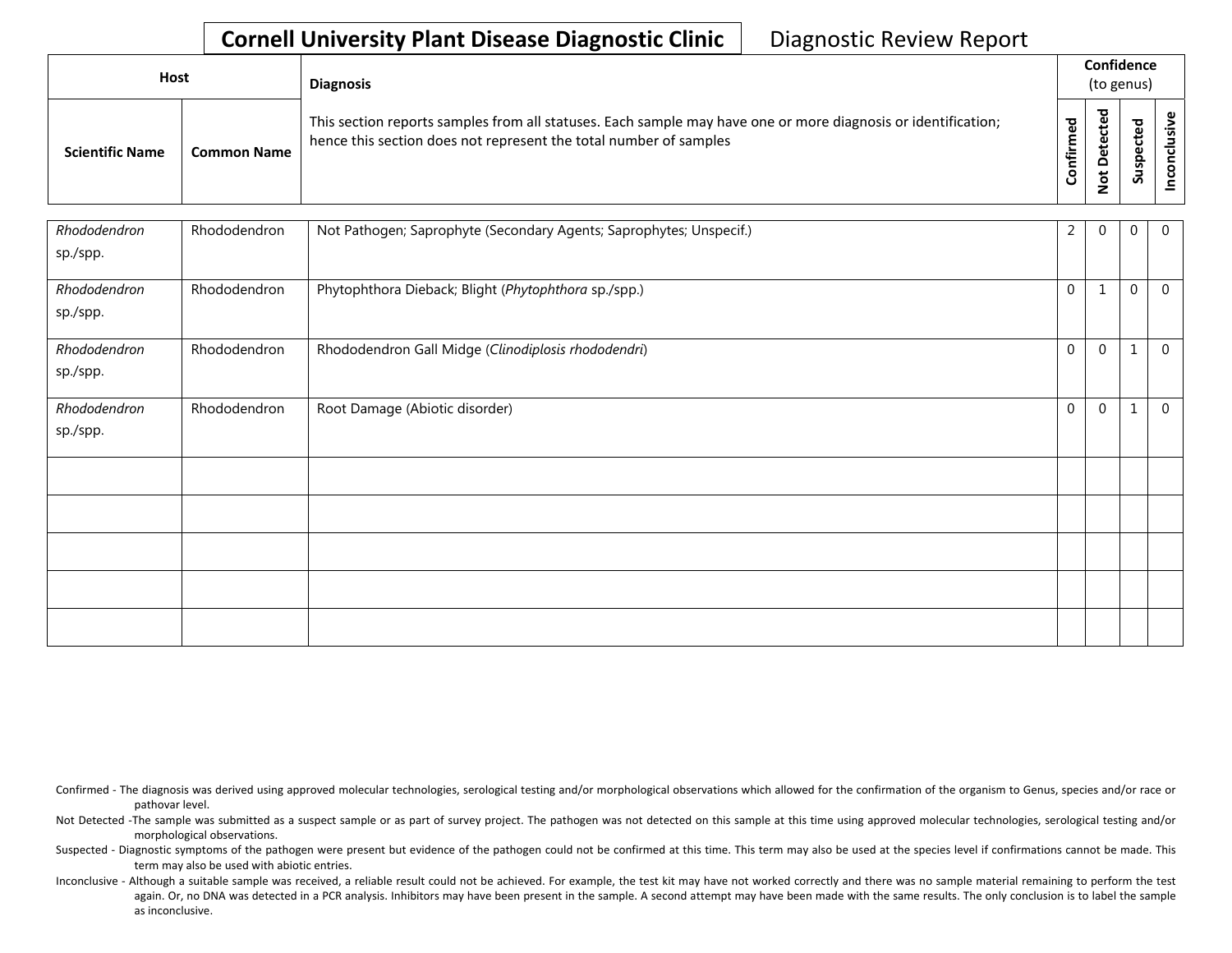**Cornell University Plant Disease Diagnostic Clinic** Diagnostic Review Report

| Host | | Diagnosis | Confidence (to genus) | | | |
|---|---|---|---|---|---|---|
| Scientific Name | Common Name | This section reports samples from all statuses. Each sample may have one or more diagnosis or identification; hence this section does not represent the total number of samples | Confirmed | Not Detected | Suspected | Inconclusive |
| *Rhododendron* sp./spp. | Rhododendron | Not Pathogen; Saprophyte (Secondary Agents; Saprophytes; Unspecif.) | 2 | 0 | 0 | 0 |
| *Rhododendron* sp./spp. | Rhododendron | Phytophthora Dieback; Blight (*Phytophthora* sp./spp.) | 0 | 1 | 0 | 0 |
| *Rhododendron* sp./spp. | Rhododendron | Rhododendron Gall Midge (*Clinodiplosis rhododendri*) | 0 | 0 | 1 | 0 |
| *Rhododendron* sp./spp. | Rhododendron | Root Damage (Abiotic disorder) | 0 | 0 | 1 | 0 |

Confirmed - The diagnosis was derived using approved molecular technologies, serological testing and/or morphological observations which allowed for the confirmation of the organism to Genus, species and/or race or pathovar level.

Not Detected -The sample was submitted as a suspect sample or as part of survey project. The pathogen was not detected on this sample at this time using approved molecular technologies, serological testing and/or morphological observations.

Suspected - Diagnostic symptoms of the pathogen were present but evidence of the pathogen could not be confirmed at this time. This term may also be used at the species level if confirmations cannot be made. This term may also be used with abiotic entries.

Inconclusive - Although a suitable sample was received, a reliable result could not be achieved. For example, the test kit may have not worked correctly and there was no sample material remaining to perform the test again. Or, no DNA was detected in a PCR analysis. Inhibitors may have been present in the sample. A second attempt may have been made with the same results. The only conclusion is to label the sample as inconclusive.